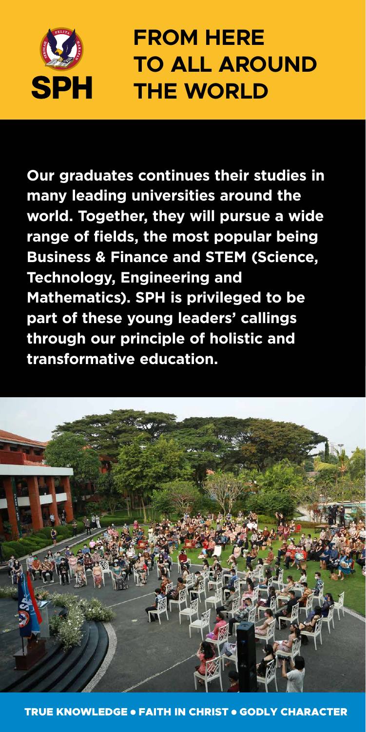SPH

# FROM HERE TO ALL AROUND THE WORLD

**Our graduates continues their studies in many leading universities around the world. Together, they will pursue a wide range of fields, the most popular being Business & Finance and STEM (Science, Technology, Engineering and Mathematics). SPH is privileged to be part of these young leaders' callings through our principle of holistic and transformative education.**

TRUE KNOWLEDGE • FAITH IN CHRIST • GODLY CHARACTER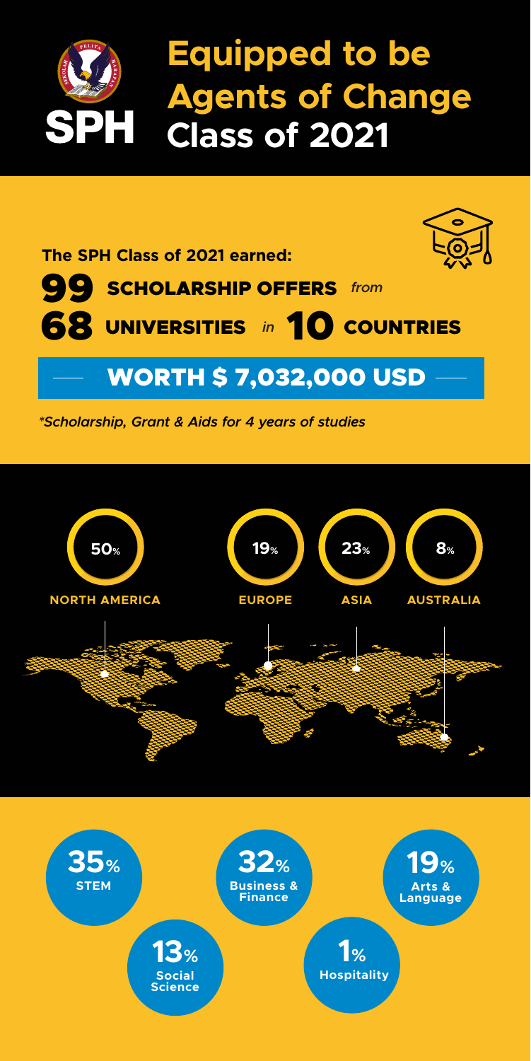# Equipped to be Agents of Change Class of 2021

SPH

**The SPH Class of 2021 earned:**

**99** SCHOLARSHIP OFFERS *from*

**68** UNIVERSITIES *in* **10** COUNTRIES

## WORTH $ 7,032,000 USD

*\*Scholarship, Grant & Aids for 4 years of studies*

- **50%** NORTH AMERICA
- **19%** EUROPE
- **23%** ASIA
- **8%** AUSTRALIA

- **35%** STEM
- **32%** Business & Finance
- **19%** Arts & Language
- **13%** Social Science
- **1%** Hospitality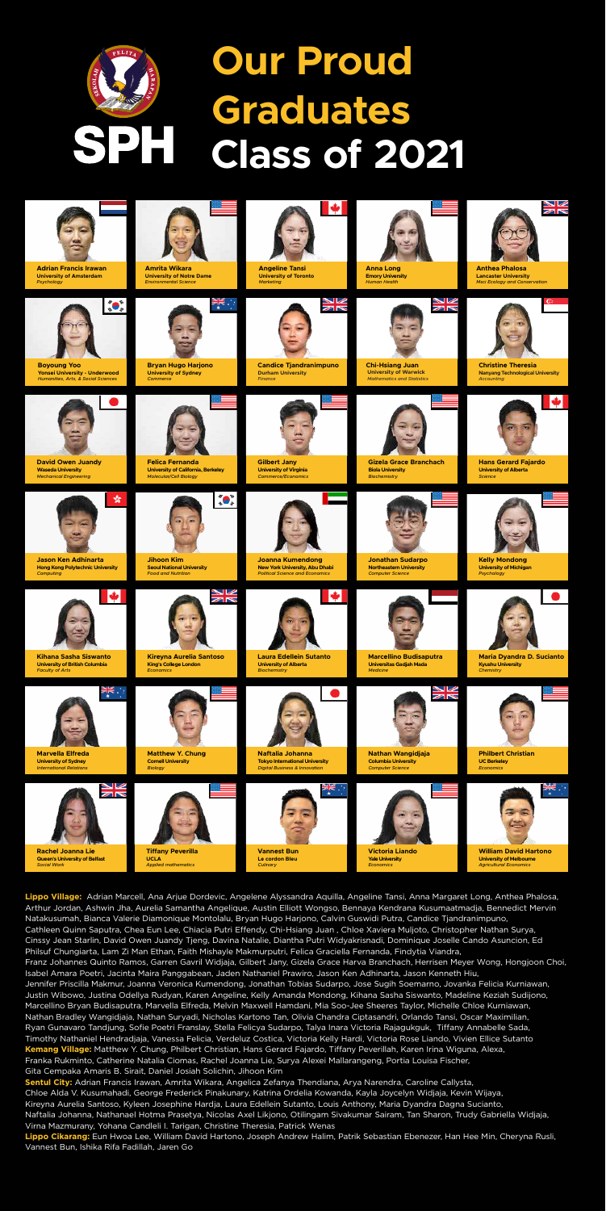# SPH

# Our Proud Graduates Class of 2021

**Adrian Francis Irawan**
University of Amsterdam
*Psychology*

**Amrita Wikara**
University of Notre Dame
*Environmental Science*

**Angeline Tansi**
University of Toronto
*Marketing*

**Anna Long**
Emory University
*Human Health*

**Anthea Phalosa**
Lancaster University
*Msci Ecology and Conservation*

**Boyoung Yoo**
Yonsei University - Underwood
*Humanities, Arts, & Social Sciences*

**Bryan Hugo Harjono**
University of Sydney
*Commerce*

**Candice Tjandranimpuno**
Durham University
*Finance*

**Chi-Hsiang Juan**
University of Warwick
*Mathematics and Statistics*

**Christine Theresia**
Nanyang Technological University
*Accounting*

**David Owen Juandy**
Waseda University
*Mechanical Engineering*

**Felica Fernanda**
University of California, Berkeley
*Molecular/Cell Biology*

**Gilbert Jany**
University of Virginia
*Commerce/Economics*

**Gizela Grace Branchach**
Biola University
*Biochemistry*

**Hans Gerard Fajardo**
University of Alberta
*Science*

**Jason Ken Adhinarta**
Hong Kong Polytechnic University
*Computing*

**Jihoon Kim**
Seoul National University
*Food and Nutrition*

**Joanna Kumendong**
New York University, Abu Dhabi
*Political Science and Economics*

**Jonathan Sudarpo**
Northeastern University
*Computer Science*

**Kelly Mondong**
University of Michigan
*Psychology*

**Kihana Sasha Siswanto**
University of British Columbia
*Faculty of Arts*

**Kireyna Aurelia Santoso**
King's College London
*Economics*

**Laura Edellein Sutanto**
University of Alberta
*Biochemistry*

**Marcellino Budisaputra**
Universitas Gadjah Mada
*Medicine*

**Maria Dyandra D. Sucianto**
Kyushu University
*Chemistry*

**Marvella Elfreda**
University of Sydney
*International Relations*

**Matthew Y. Chung**
Cornell University
*Biology*

**Naftalia Johanna**
Tokyo International University
*Digital Business & Innovation*

**Nathan Wangidjaja**
Columbia University
*Computer Science*

**Philbert Christian**
UC Berkeley
*Economics*

**Rachel Joanna Lie**
Queen's University of Belfast
*Social Work*

**Tiffany Peverilla**
UCLA
*Applied mathematics*

**Vannest Bun**
Le cordon Bleu
*Culinary*

**Victoria Liando**
Yale University
*Economics*

**William David Hartono**
University of Melbourne
*Agricultural Economics*

**Lippo Village:** Adrian Marcell, Ana Arjue Dordevic, Angelene Alyssandra Aquilla, Angeline Tansi, Anna Margaret Long, Anthea Phalosa, Arthur Jordan, Ashwin Jha, Aurelia Samantha Angelique, Austin Elliott Wongso, Bennaya Kendrana Kusumaatmadja, Bennedict Mervin Natakusumah, Bianca Valerie Diamonique Montolalu, Bryan Hugo Harjono, Calvin Guswidi Putra, Candice Tjandranimpuno, Cathleen Quinn Saputra, Chea Eun Lee, Chiacia Putri Effendy, Chi-Hsiang Juan , Chloe Xaviera Muljoto, Christopher Nathan Surya, Cinssy Jean Starlin, David Owen Juandy Tjeng, Davina Natalie, Diantha Putri Widyakrisnadi, Dominique Joselle Cando Asuncion, Ed Philsuf Chungiarta, Lam Zi Man Ethan, Faith Mishayle Makmurputri, Felica Graciella Fernanda, Findytia Viandra, Franz Johannes Quinto Ramos, Garren Gavril Widjaja, Gilbert Jany, Gizela Grace Harva Branchach, Herrisen Meyer Wong, Hongjoon Choi, Isabel Amara Poetri, Jacinta Maira Panggabean, Jaden Nathaniel Prawiro, Jason Ken Adhinarta, Jason Kenneth Hiu, Jennifer Priscilla Makmur, Joanna Veronica Kumendong, Jonathan Tobias Sudarpo, Jose Sugih Soemarno, Jovanka Felicia Kurniawan, Justin Wibowo, Justina Odellya Rudyan, Karen Angeline, Kelly Amanda Mondong, Kihana Sasha Siswanto, Madeline Keziah Sudijono, Marcellino Bryan Budisaputra, Marvella Elfreda, Melvin Maxwell Hamdani, Mia Soo-Jee Sheeres Taylor, Michelle Chloe Kurniawan, Nathan Bradley Wangidjaja, Nathan Suryadi, Nicholas Kartono Tan, Olivia Chandra Ciptasandri, Orlando Tansi, Oscar Maximilian, Ryan Gunavaro Tandjung, Sofie Poetri Franslay, Stella Felicya Sudarpo, Talya Inara Victoria Rajagukguk, Tiffany Annabelle Sada, Timothy Nathaniel Hendradjaja, Vanessa Felicia, Verdeluz Costica, Victoria Kelly Hardi, Victoria Rose Liando, Vivien Ellice Sutanto

**Kemang Village:** Matthew Y. Chung, Philbert Christian, Hans Gerard Fajardo, Tiffany Peverillah, Karen Irina Wiguna, Alexa, Franka Rukminto, Catherine Natalia Ciomas, Rachel Joanna Lie, Surya Alexei Mallarangeng, Portia Louisa Fischer, Gita Cempaka Amaris B. Sirait, Daniel Josiah Solichin, Jihoon Kim

**Sentul City:** Adrian Francis Irawan, Amrita Wikara, Angelica Zefanya Thendiana, Arya Narendra, Caroline Callysta, Chloe Alda V. Kusumahadi, George Frederick Pinakunary, Katrina Ordelia Kowanda, Kayla Joycelyn Widjaja, Kevin Wijaya, Kireyna Aurelia Santoso, Kyleen Josephine Hardja, Laura Edellein Sutanto, Louis Anthony, Maria Dyandra Dagna Sucianto, Naftalia Johanna, Nathanael Hotma Prasetya, Nicolas Axel Likjono, Otilingam Sivakumar Sairam, Tan Sharon, Trudy Gabriella Widjaja, Virna Mazmurany, Yohana Candleli I. Tarigan, Christine Theresia, Patrick Wenas

**Lippo Cikarang:** Eun Hwoa Lee, William David Hartono, Joseph Andrew Halim, Patrik Sebastian Ebenezer, Han Hee Min, Cheryna Rusli, Vannest Bun, Ishika Rifa Fadillah, Jaren Go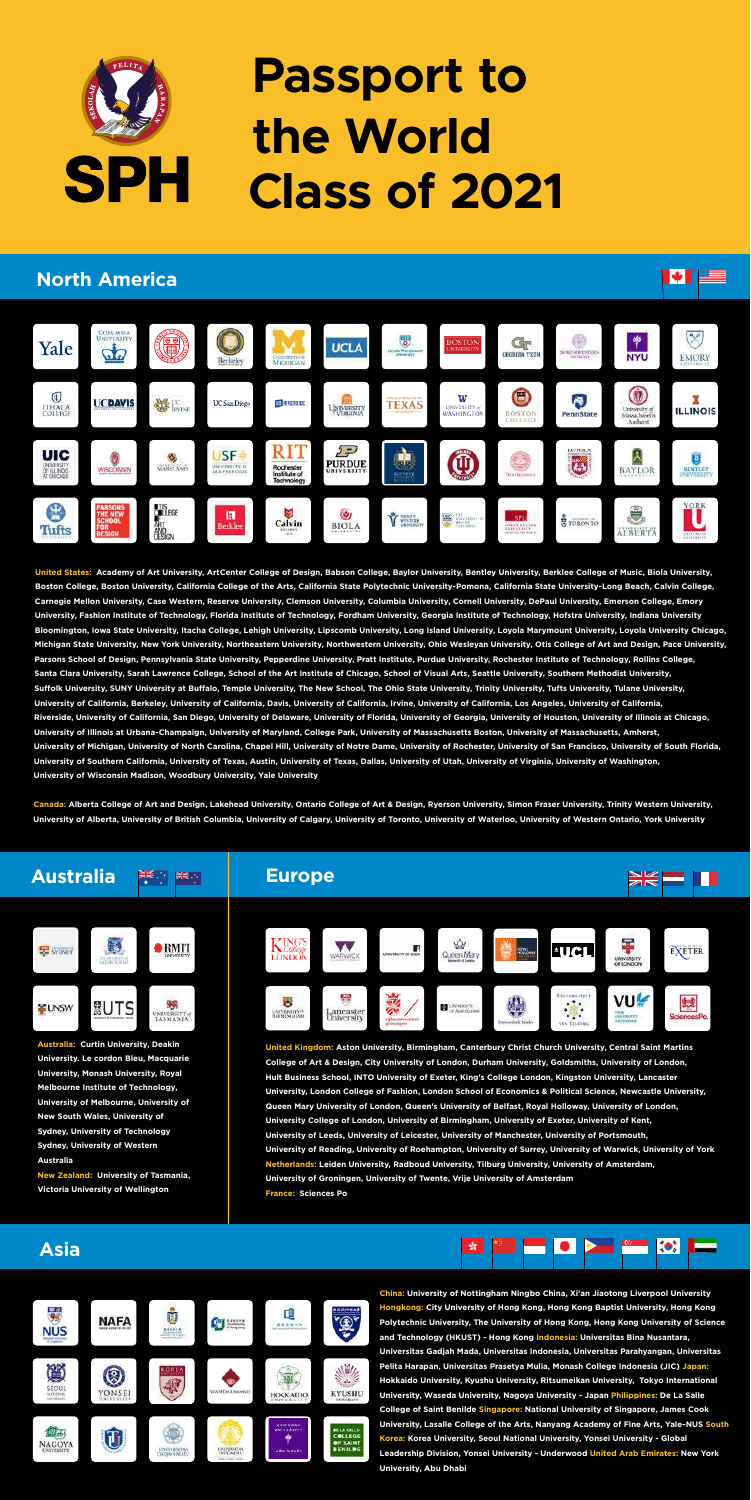# Passport to the World Class of 2021

SPH

## North America

**United States:** Academy of Art University, ArtCenter College of Design, Babson College, Baylor University, Bentley University, Berklee College of Music, Biola University, Boston College, Boston University, California College of the Arts, California State Polytechnic University-Pomona, California State University-Long Beach, Calvin College, Carnegie Mellon University, Case Western, Reserve University, Clemson University, Columbia University, Cornell University, DePaul University, Emerson College, Emory University, Fashion Institute of Technology, Florida Institute of Technology, Fordham University, Georgia Institute of Technology, Hofstra University, Indiana University Bloomington, Iowa State University, Itacha College, Lehigh University, Lipscomb University, Long Island University, Loyola Marymount University, Loyola University Chicago, Michigan State University, New York University, Northeastern University, Northwestern University, Ohio Wesleyan University, Otis College of Art and Design, Pace University, Parsons School of Design, Pennsylvania State University, Pepperdine University, Pratt Institute, Purdue University, Rochester Institute of Technology, Rollins College, Santa Clara University, Sarah Lawrence College, School of the Art Institute of Chicago, School of Visual Arts, Seattle University, Southern Methodist University, Suffolk University, SUNY University at Buffalo, Temple University, The New School, The Ohio State University, Trinity University, Tufts University, Tulane University, University of California, Berkeley, University of California, Davis, University of California, Irvine, University of California, Los Angeles, University of California, Riverside, University of California, San Diego, University of Delaware, University of Florida, University of Georgia, University of Houston, University of Illinois at Chicago, University of Illinois at Urbana-Champaign, University of Maryland, College Park, University of Massachusetts Boston, University of Massachusetts, Amherst, University of Michigan, University of North Carolina, Chapel Hill, University of Notre Dame, University of Rochester, University of San Francisco, University of South Florida, University of Southern California, University of Texas, Austin, University of Texas, Dallas, University of Utah, University of Virginia, University of Washington, University of Wisconsin Madison, Woodbury University, Yale University

**Canada:** Alberta College of Art and Design, Lakehead University, Ontario College of Art & Design, Ryerson University, Simon Fraser University, Trinity Western University, University of Alberta, University of British Columbia, University of Calgary, University of Toronto, University of Waterloo, University of Western Ontario, York University

## Australia

**Australia:** Curtin University, Deakin University. Le cordon Bleu, Macquarie University, Monash University, Royal Melbourne Institute of Technology, University of Melbourne, University of New South Wales, University of Sydney, University of Technology Sydney, University of Western Australia

**New Zealand:** University of Tasmania, Victoria University of Wellington

## Europe

**United Kingdom:** Aston University, Birmingham, Canterbury Christ Church University, Central Saint Martins College of Art & Design, City University of London, Durham University, Goldsmiths, University of London, Hult Business School, INTO University of Exeter, King's College London, Kingston University, Lancaster University, London College of Fashion, London School of Economics & Political Science, Newcastle University, Queen Mary University of London, Queen's University of Belfast, Royal Holloway, University of London, University College of London, University of Birmingham, University of Exeter, University of Kent, University of Leeds, University of Leicester, University of Manchester, University of Portsmouth, University of Reading, University of Roehampton, University of Surrey, University of Warwick, University of York

**Netherlands:** Leiden University, Radboud University, Tilburg University, University of Amsterdam, University of Groningen, University of Twente, Vrije University of Amsterdam

**France:** Sciences Po

## Asia

**China:** University of Nottingham Ningbo China, Xi'an Jiaotong Liverpool University **Hongkong:** City University of Hong Kong, Hong Kong Baptist University, Hong Kong Polytechnic University, The University of Hong Kong, Hong Kong University of Science and Technology (HKUST) - Hong Kong **Indonesia:** Universitas Bina Nusantara, Universitas Gadjah Mada, Universitas Indonesia, Universitas Parahyangan, Universitas Pelita Harapan, Universitas Prasetya Mulia, Monash College Indonesia (JIC) **Japan:** Hokkaido University, Kyushu University, Ritsumeikan University, Tokyo International University, Waseda University, Nagoya University - Japan **Philippines:** De La Salle College of Saint Benilde **Singapore:** National University of Singapore, James Cook University, Lasalle College of the Arts, Nanyang Academy of Fine Arts, Yale-NUS **South Korea:** Korea University, Seoul National University, Yonsei University - Global Leadership Division, Yonsei University - Underwood **United Arab Emirates:** New York University, Abu Dhabi